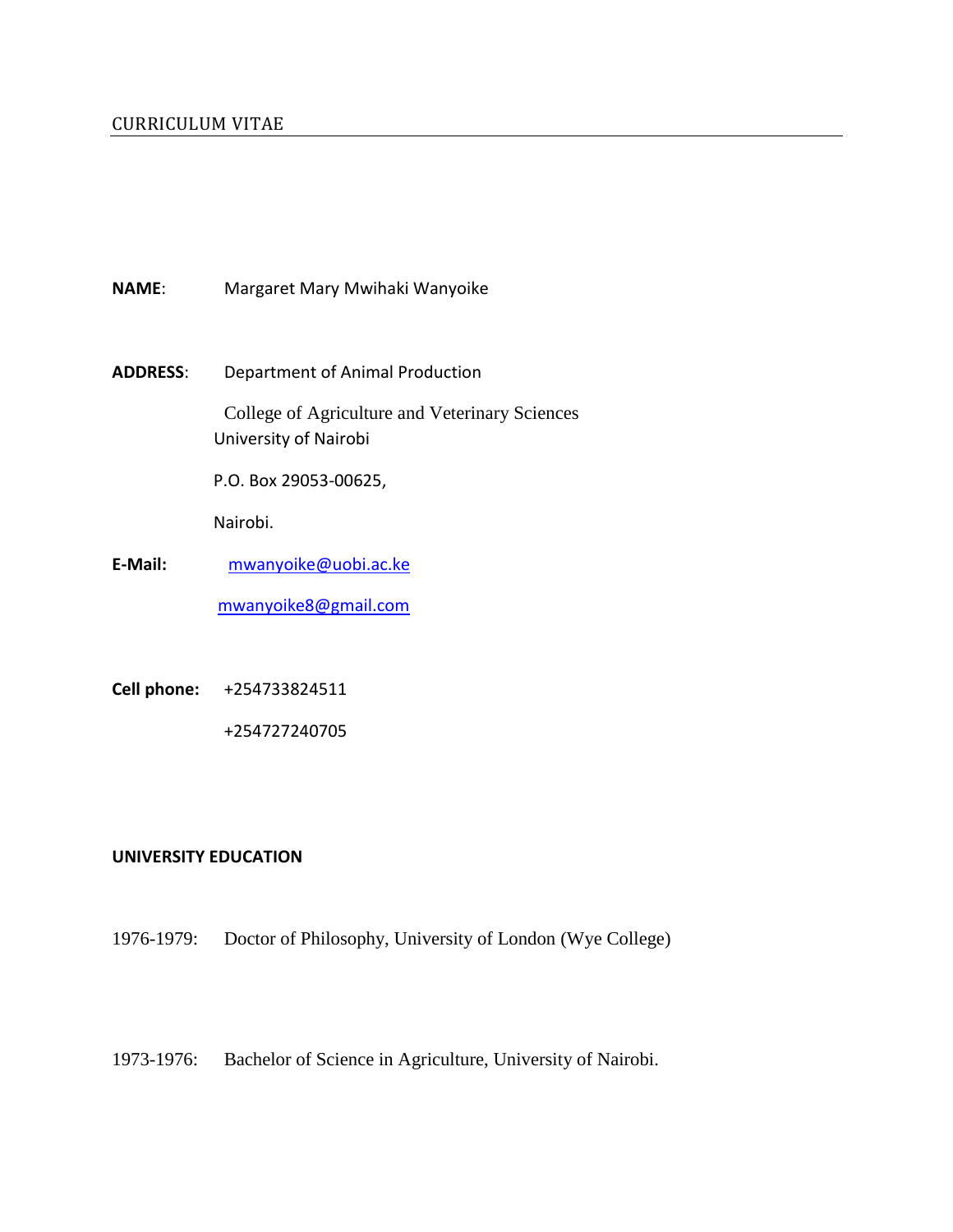CURRICULUM VITAE

**NAME**: Margaret Mary Mwihaki Wanyoike

**ADDRESS**: Department of Animal Production

College of Agriculture and Veterinary Sciences
University of Nairobi

P.O. Box 29053-00625,

Nairobi.

**E-Mail:** mwanyoike@uobi.ac.ke

mwanyoike8@gmail.com

**Cell phone:** +254733824511

+254727240705

**UNIVERSITY EDUCATION**

1976-1979: Doctor of Philosophy, University of London (Wye College)

1973-1976: Bachelor of Science in Agriculture, University of Nairobi.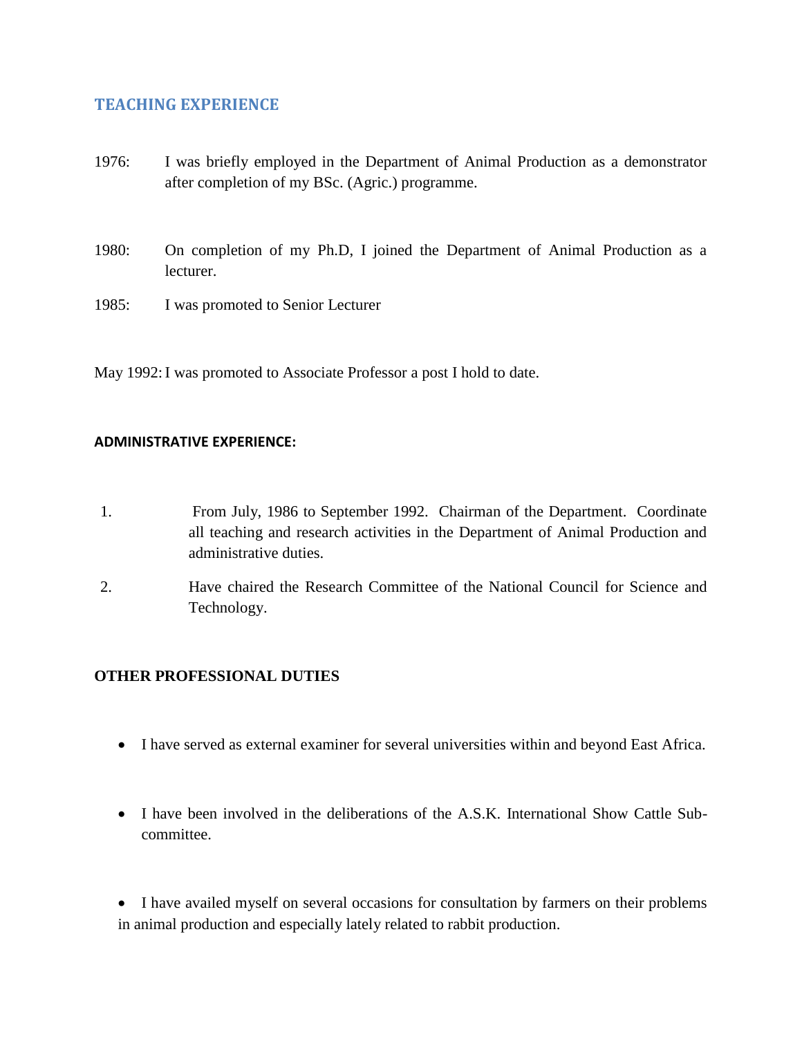## TEACHING EXPERIENCE

1976: I was briefly employed in the Department of Animal Production as a demonstrator after completion of my BSc. (Agric.) programme.

1980: On completion of my Ph.D, I joined the Department of Animal Production as a lecturer.

1985: I was promoted to Senior Lecturer

May 1992: I was promoted to Associate Professor a post I hold to date.

### ADMINISTRATIVE EXPERIENCE:

1. From July, 1986 to September 1992. Chairman of the Department. Coordinate all teaching and research activities in the Department of Animal Production and administrative duties.
2. Have chaired the Research Committee of the National Council for Science and Technology.

### OTHER PROFESSIONAL DUTIES

- I have served as external examiner for several universities within and beyond East Africa.
- I have been involved in the deliberations of the A.S.K. International Show Cattle Sub-committee.
- I have availed myself on several occasions for consultation by farmers on their problems in animal production and especially lately related to rabbit production.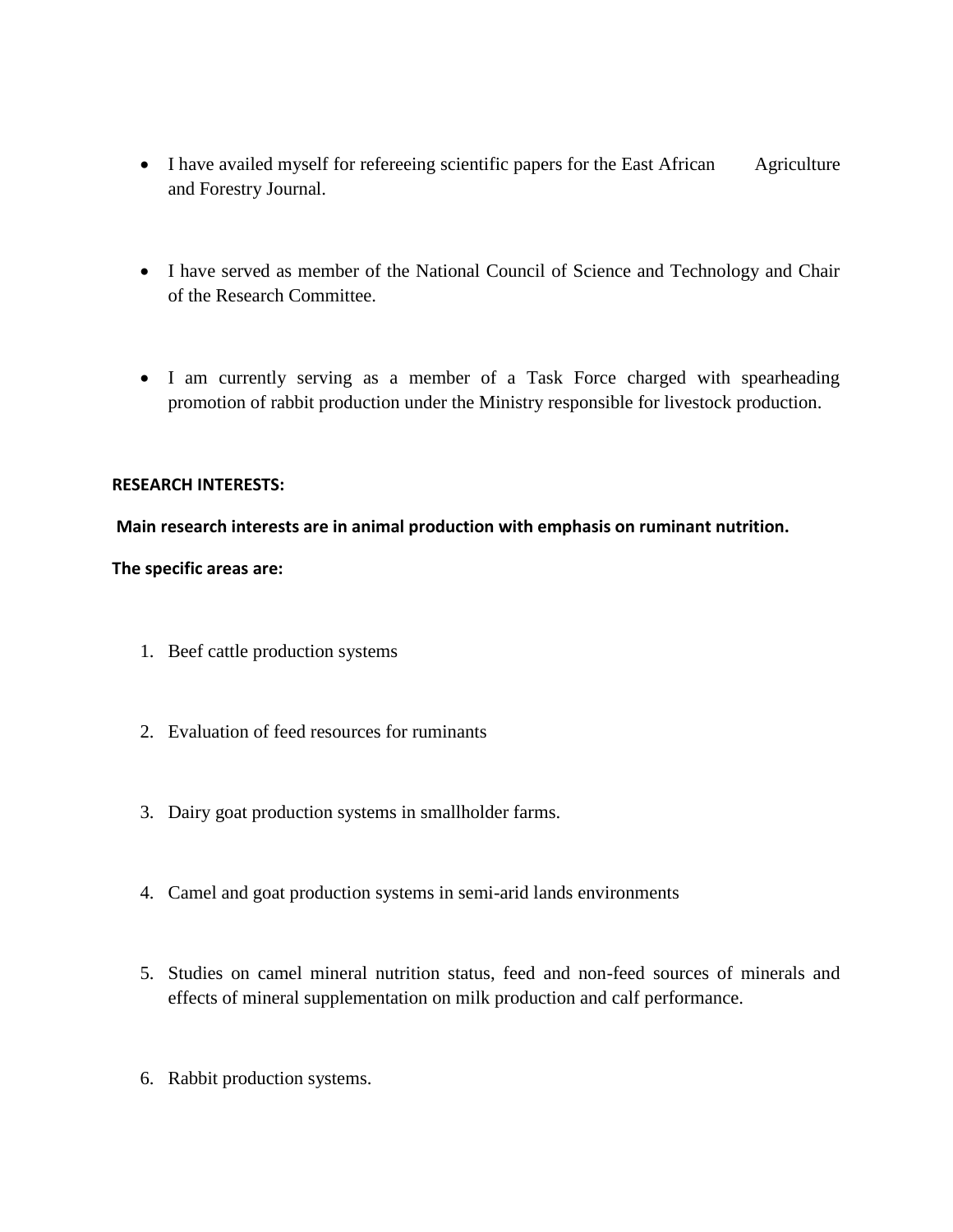- I have availed myself for refereeing scientific papers for the East African Agriculture and Forestry Journal.

- I have served as member of the National Council of Science and Technology and Chair of the Research Committee.

- I am currently serving as a member of a Task Force charged with spearheading promotion of rabbit production under the Ministry responsible for livestock production.

**RESEARCH INTERESTS:**

**Main research interests are in animal production with emphasis on ruminant nutrition.**

**The specific areas are:**

1. Beef cattle production systems

2. Evaluation of feed resources for ruminants

3. Dairy goat production systems in smallholder farms.

4. Camel and goat production systems in semi-arid lands environments

5. Studies on camel mineral nutrition status, feed and non-feed sources of minerals and effects of mineral supplementation on milk production and calf performance.

6. Rabbit production systems.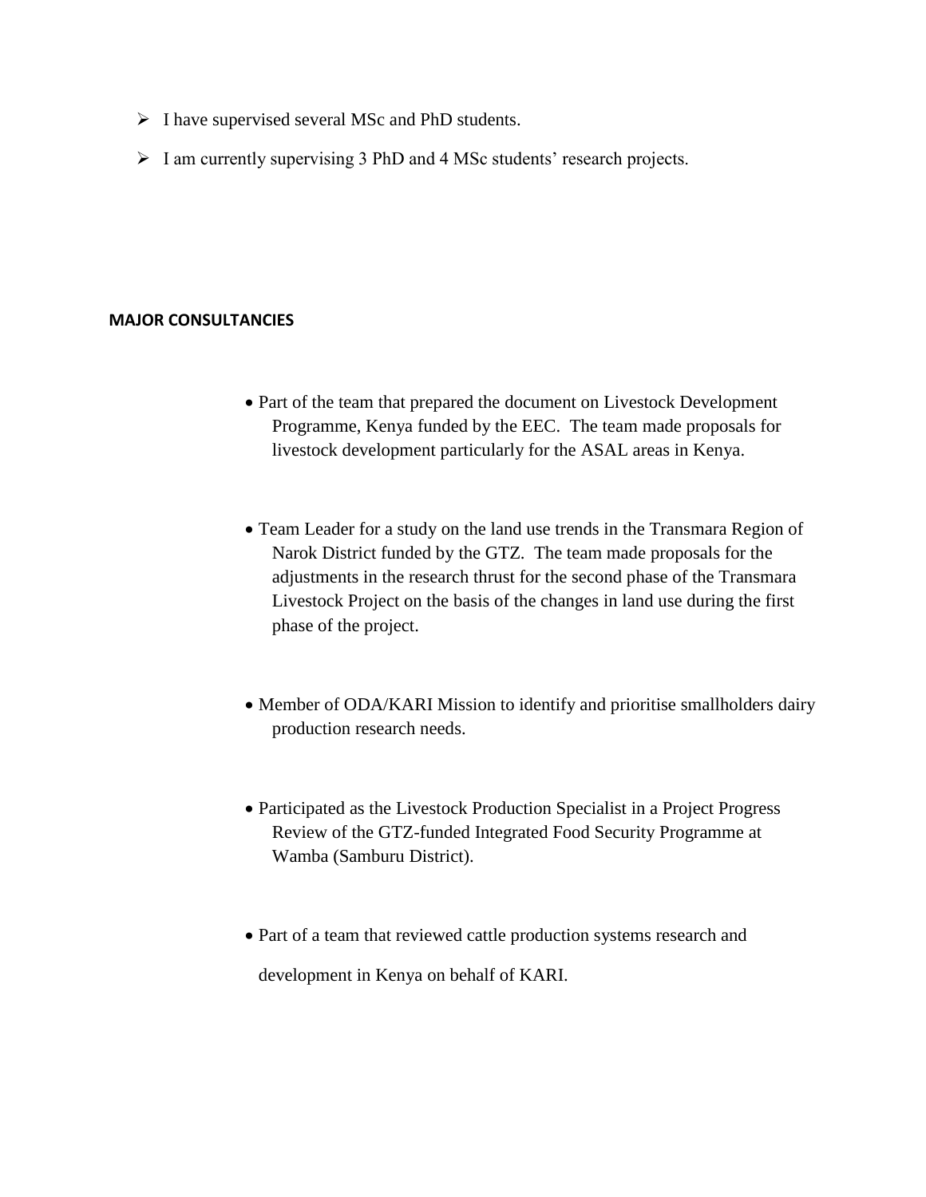- I have supervised several MSc and PhD students.
- I am currently supervising 3 PhD and 4 MSc students' research projects.

**MAJOR CONSULTANCIES**

- Part of the team that prepared the document on Livestock Development Programme, Kenya funded by the EEC. The team made proposals for livestock development particularly for the ASAL areas in Kenya.

- Team Leader for a study on the land use trends in the Transmara Region of Narok District funded by the GTZ. The team made proposals for the adjustments in the research thrust for the second phase of the Transmara Livestock Project on the basis of the changes in land use during the first phase of the project.

- Member of ODA/KARI Mission to identify and prioritise smallholders dairy production research needs.

- Participated as the Livestock Production Specialist in a Project Progress Review of the GTZ-funded Integrated Food Security Programme at Wamba (Samburu District).

- Part of a team that reviewed cattle production systems research and development in Kenya on behalf of KARI.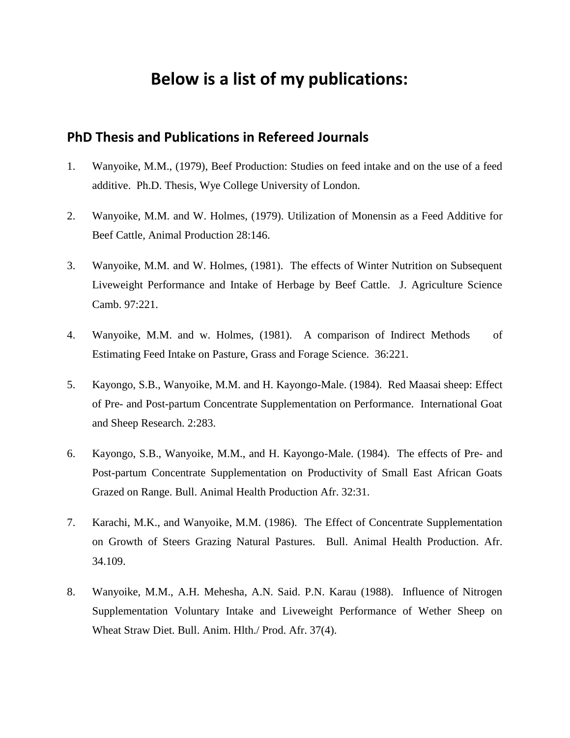# Below is a list of my publications:

## PhD Thesis and Publications in Refereed Journals

1. Wanyoike, M.M., (1979), Beef Production: Studies on feed intake and on the use of a feed additive. Ph.D. Thesis, Wye College University of London.

2. Wanyoike, M.M. and W. Holmes, (1979). Utilization of Monensin as a Feed Additive for Beef Cattle, Animal Production 28:146.

3. Wanyoike, M.M. and W. Holmes, (1981). The effects of Winter Nutrition on Subsequent Liveweight Performance and Intake of Herbage by Beef Cattle. J. Agriculture Science Camb. 97:221.

4. Wanyoike, M.M. and w. Holmes, (1981). A comparison of Indirect Methods of Estimating Feed Intake on Pasture, Grass and Forage Science. 36:221.

5. Kayongo, S.B., Wanyoike, M.M. and H. Kayongo-Male. (1984). Red Maasai sheep: Effect of Pre- and Post-partum Concentrate Supplementation on Performance. International Goat and Sheep Research. 2:283.

6. Kayongo, S.B., Wanyoike, M.M., and H. Kayongo-Male. (1984). The effects of Pre- and Post-partum Concentrate Supplementation on Productivity of Small East African Goats Grazed on Range. Bull. Animal Health Production Afr. 32:31.

7. Karachi, M.K., and Wanyoike, M.M. (1986). The Effect of Concentrate Supplementation on Growth of Steers Grazing Natural Pastures. Bull. Animal Health Production. Afr. 34.109.

8. Wanyoike, M.M., A.H. Mehesha, A.N. Said. P.N. Karau (1988). Influence of Nitrogen Supplementation Voluntary Intake and Liveweight Performance of Wether Sheep on Wheat Straw Diet. Bull. Anim. Hlth./ Prod. Afr. 37(4).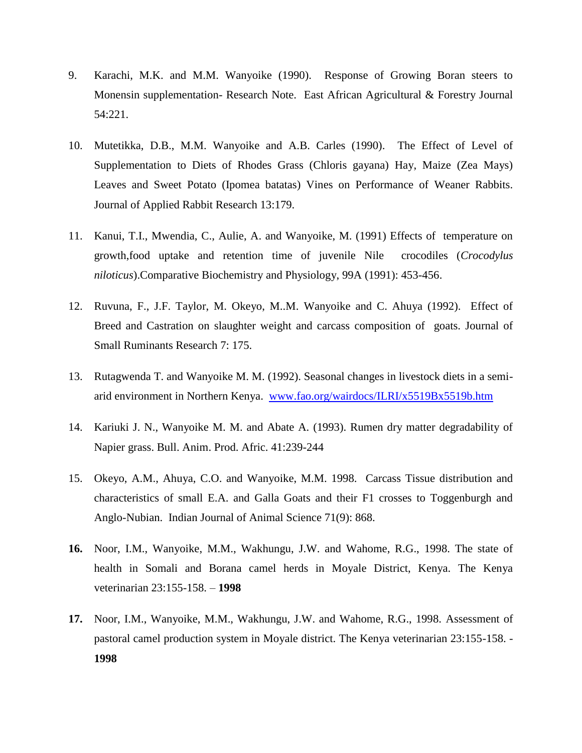9. Karachi, M.K. and M.M. Wanyoike (1990). Response of Growing Boran steers to Monensin supplementation- Research Note. East African Agricultural & Forestry Journal 54:221.

10. Mutetikka, D.B., M.M. Wanyoike and A.B. Carles (1990). The Effect of Level of Supplementation to Diets of Rhodes Grass (Chloris gayana) Hay, Maize (Zea Mays) Leaves and Sweet Potato (Ipomea batatas) Vines on Performance of Weaner Rabbits. Journal of Applied Rabbit Research 13:179.

11. Kanui, T.I., Mwendia, C., Aulie, A. and Wanyoike, M. (1991) Effects of temperature on growth,food uptake and retention time of juvenile Nile crocodiles (*Crocodylus niloticus*).Comparative Biochemistry and Physiology, 99A (1991): 453-456.

12. Ruvuna, F., J.F. Taylor, M. Okeyo, M..M. Wanyoike and C. Ahuya (1992). Effect of Breed and Castration on slaughter weight and carcass composition of goats. Journal of Small Ruminants Research 7: 175.

13. Rutagwenda T. and Wanyoike M. M. (1992). Seasonal changes in livestock diets in a semi-arid environment in Northern Kenya. [www.fao.org/wairdocs/ILRI/x5519Bx5519b.htm](www.fao.org/wairdocs/ILRI/x5519Bx5519b.htm)

14. Kariuki J. N., Wanyoike M. M. and Abate A. (1993). Rumen dry matter degradability of Napier grass. Bull. Anim. Prod. Afric. 41:239-244

15. Okeyo, A.M., Ahuya, C.O. and Wanyoike, M.M. 1998. Carcass Tissue distribution and characteristics of small E.A. and Galla Goats and their F1 crosses to Toggenburgh and Anglo-Nubian. Indian Journal of Animal Science 71(9): 868.

**16.** Noor, I.M., Wanyoike, M.M., Wakhungu, J.W. and Wahome, R.G., 1998. The state of health in Somali and Borana camel herds in Moyale District, Kenya. The Kenya veterinarian 23:155-158. – **1998**

**17.** Noor, I.M., Wanyoike, M.M., Wakhungu, J.W. and Wahome, R.G., 1998. Assessment of pastoral camel production system in Moyale district. The Kenya veterinarian 23:155-158. - **1998**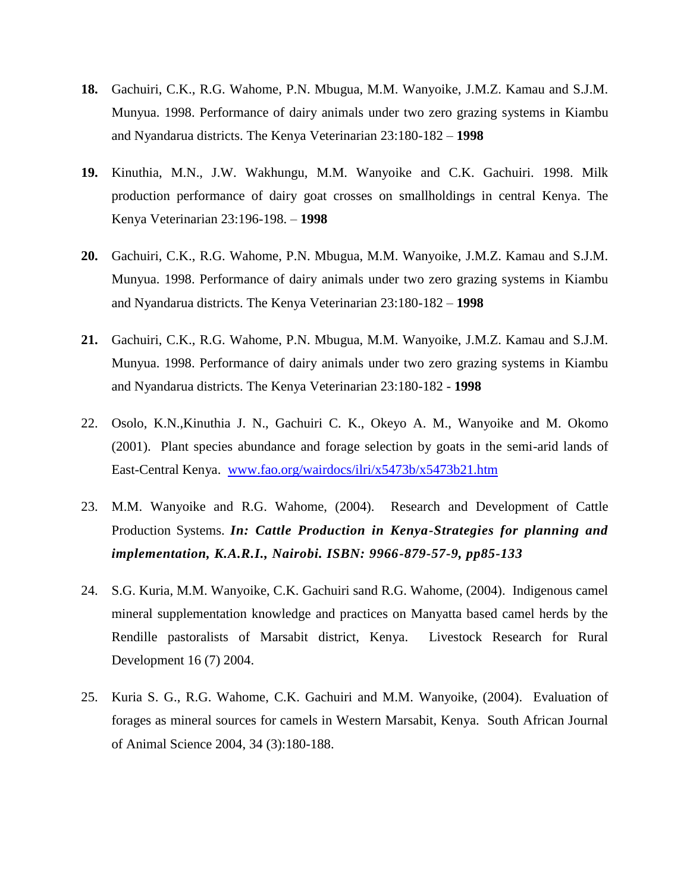**18.** Gachuiri, C.K., R.G. Wahome, P.N. Mbugua, M.M. Wanyoike, J.M.Z. Kamau and S.J.M. Munyua. 1998. Performance of dairy animals under two zero grazing systems in Kiambu and Nyandarua districts. The Kenya Veterinarian 23:180-182 – **1998**

**19.** Kinuthia, M.N., J.W. Wakhungu, M.M. Wanyoike and C.K. Gachuiri. 1998. Milk production performance of dairy goat crosses on smallholdings in central Kenya. The Kenya Veterinarian 23:196-198. – **1998**

**20.** Gachuiri, C.K., R.G. Wahome, P.N. Mbugua, M.M. Wanyoike, J.M.Z. Kamau and S.J.M. Munyua. 1998. Performance of dairy animals under two zero grazing systems in Kiambu and Nyandarua districts. The Kenya Veterinarian 23:180-182 – **1998**

**21.** Gachuiri, C.K., R.G. Wahome, P.N. Mbugua, M.M. Wanyoike, J.M.Z. Kamau and S.J.M. Munyua. 1998. Performance of dairy animals under two zero grazing systems in Kiambu and Nyandarua districts. The Kenya Veterinarian 23:180-182 - **1998**

22. Osolo, K.N.,Kinuthia J. N., Gachuiri C. K., Okeyo A. M., Wanyoike and M. Okomo (2001). Plant species abundance and forage selection by goats in the semi-arid lands of East-Central Kenya. www.fao.org/wairdocs/ilri/x5473b/x5473b21.htm

23. M.M. Wanyoike and R.G. Wahome, (2004). Research and Development of Cattle Production Systems. ***In: Cattle Production in Kenya-Strategies for planning and implementation, K.A.R.I., Nairobi. ISBN: 9966-879-57-9, pp85-133***

24. S.G. Kuria, M.M. Wanyoike, C.K. Gachuiri sand R.G. Wahome, (2004). Indigenous camel mineral supplementation knowledge and practices on Manyatta based camel herds by the Rendille pastoralists of Marsabit district, Kenya. Livestock Research for Rural Development 16 (7) 2004.

25. Kuria S. G., R.G. Wahome, C.K. Gachuiri and M.M. Wanyoike, (2004). Evaluation of forages as mineral sources for camels in Western Marsabit, Kenya. South African Journal of Animal Science 2004, 34 (3):180-188.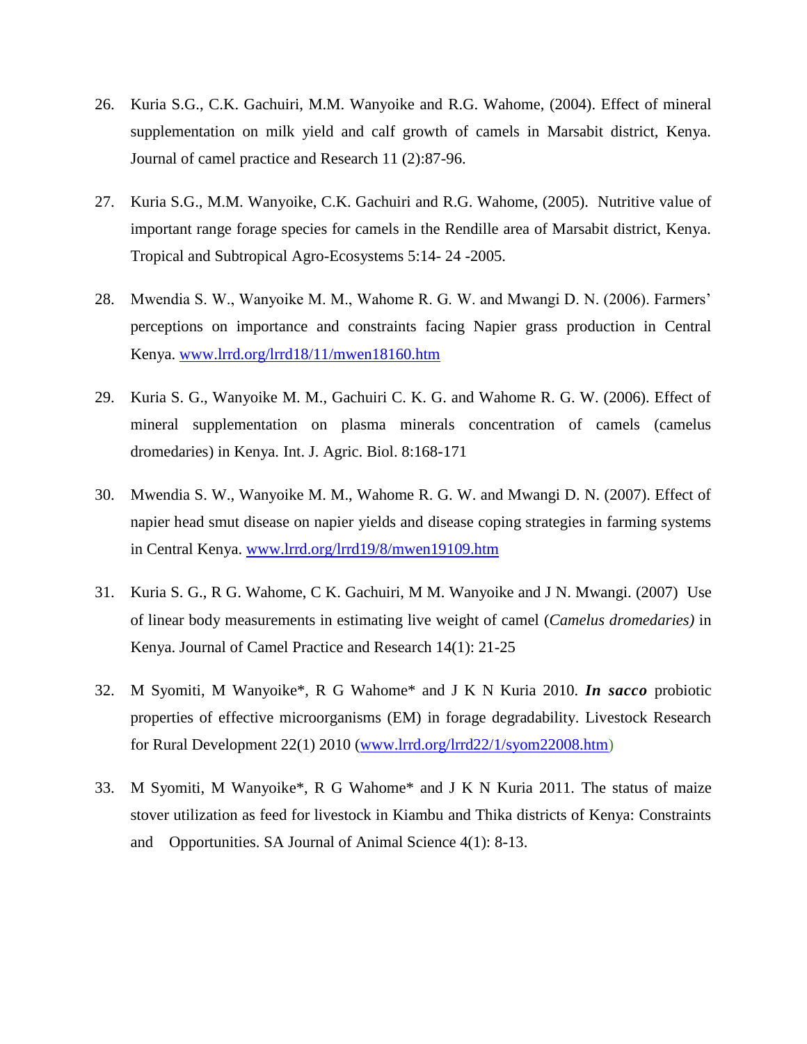26. Kuria S.G., C.K. Gachuiri, M.M. Wanyoike and R.G. Wahome, (2004). Effect of mineral supplementation on milk yield and calf growth of camels in Marsabit district, Kenya. Journal of camel practice and Research 11 (2):87-96.

27. Kuria S.G., M.M. Wanyoike, C.K. Gachuiri and R.G. Wahome, (2005). Nutritive value of important range forage species for camels in the Rendille area of Marsabit district, Kenya. Tropical and Subtropical Agro-Ecosystems 5:14- 24 -2005.

28. Mwendia S. W., Wanyoike M. M., Wahome R. G. W. and Mwangi D. N. (2006). Farmers' perceptions on importance and constraints facing Napier grass production in Central Kenya. www.lrrd.org/lrrd18/11/mwen18160.htm

29. Kuria S. G., Wanyoike M. M., Gachuiri C. K. G. and Wahome R. G. W. (2006). Effect of mineral supplementation on plasma minerals concentration of camels (camelus dromedaries) in Kenya. Int. J. Agric. Biol. 8:168-171

30. Mwendia S. W., Wanyoike M. M., Wahome R. G. W. and Mwangi D. N. (2007). Effect of napier head smut disease on napier yields and disease coping strategies in farming systems in Central Kenya. www.lrrd.org/lrrd19/8/mwen19109.htm

31. Kuria S. G., R G. Wahome, C K. Gachuiri, M M. Wanyoike and J N. Mwangi. (2007) Use of linear body measurements in estimating live weight of camel (*Camelus dromedaries)* in Kenya. Journal of Camel Practice and Research 14(1): 21-25

32. M Syomiti, M Wanyoike*, R G Wahome* and J K N Kuria 2010. ***In sacco*** probiotic properties of effective microorganisms (EM) in forage degradability. Livestock Research for Rural Development 22(1) 2010 (www.lrrd.org/lrrd22/1/syom22008.htm)

33. M Syomiti, M Wanyoike*, R G Wahome* and J K N Kuria 2011. The status of maize stover utilization as feed for livestock in Kiambu and Thika districts of Kenya: Constraints and Opportunities. SA Journal of Animal Science 4(1): 8-13.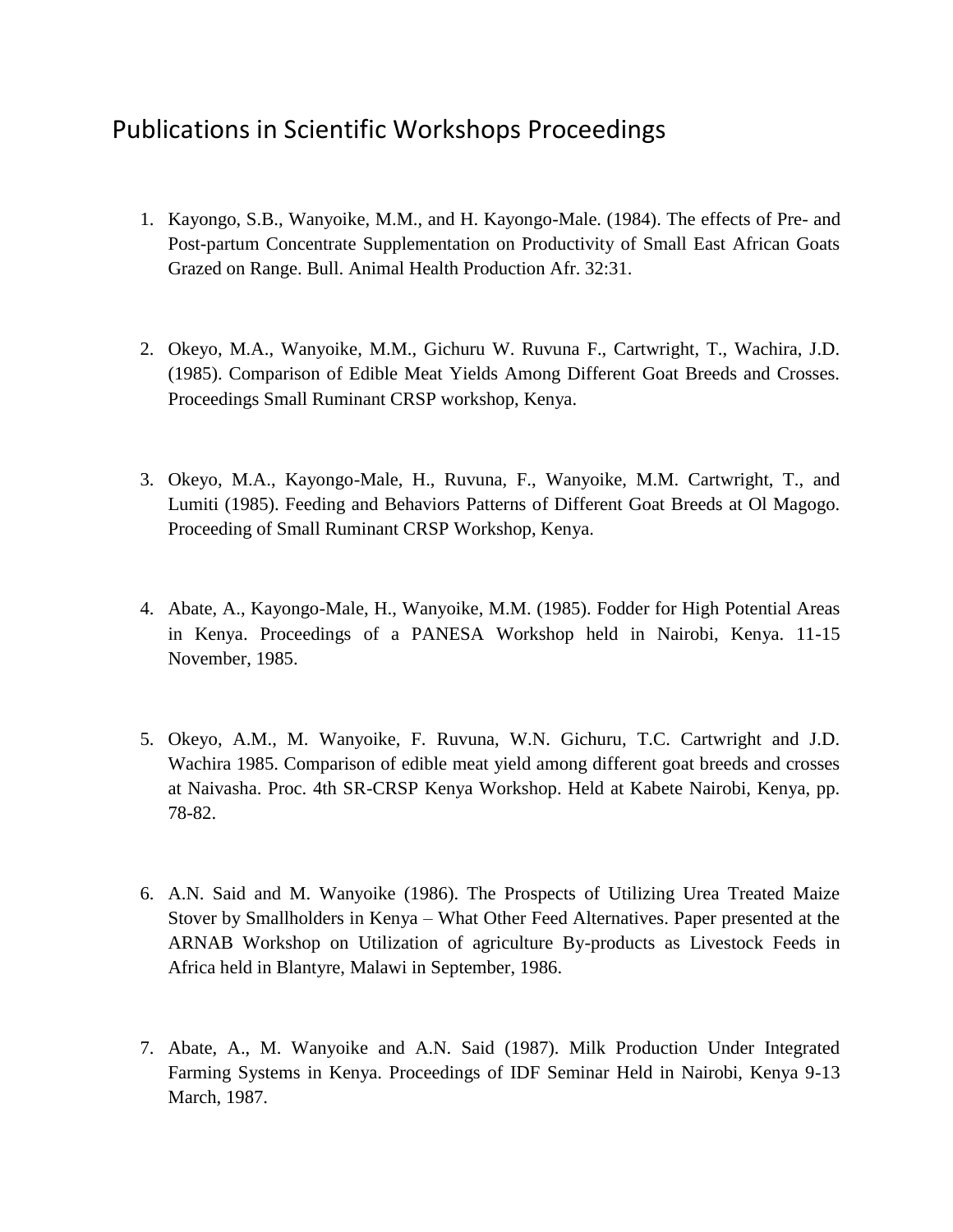# Publications in Scientific Workshops Proceedings

1. Kayongo, S.B., Wanyoike, M.M., and H. Kayongo-Male. (1984). The effects of Pre- and Post-partum Concentrate Supplementation on Productivity of Small East African Goats Grazed on Range. Bull. Animal Health Production Afr. 32:31.

2. Okeyo, M.A., Wanyoike, M.M., Gichuru W. Ruvuna F., Cartwright, T., Wachira, J.D. (1985). Comparison of Edible Meat Yields Among Different Goat Breeds and Crosses. Proceedings Small Ruminant CRSP workshop, Kenya.

3. Okeyo, M.A., Kayongo-Male, H., Ruvuna, F., Wanyoike, M.M. Cartwright, T., and Lumiti (1985). Feeding and Behaviors Patterns of Different Goat Breeds at Ol Magogo. Proceeding of Small Ruminant CRSP Workshop, Kenya.

4. Abate, A., Kayongo-Male, H., Wanyoike, M.M. (1985). Fodder for High Potential Areas in Kenya. Proceedings of a PANESA Workshop held in Nairobi, Kenya. 11-15 November, 1985.

5. Okeyo, A.M., M. Wanyoike, F. Ruvuna, W.N. Gichuru, T.C. Cartwright and J.D. Wachira 1985. Comparison of edible meat yield among different goat breeds and crosses at Naivasha. Proc. 4th SR-CRSP Kenya Workshop. Held at Kabete Nairobi, Kenya, pp. 78-82.

6. A.N. Said and M. Wanyoike (1986). The Prospects of Utilizing Urea Treated Maize Stover by Smallholders in Kenya – What Other Feed Alternatives. Paper presented at the ARNAB Workshop on Utilization of agriculture By-products as Livestock Feeds in Africa held in Blantyre, Malawi in September, 1986.

7. Abate, A., M. Wanyoike and A.N. Said (1987). Milk Production Under Integrated Farming Systems in Kenya. Proceedings of IDF Seminar Held in Nairobi, Kenya 9-13 March, 1987.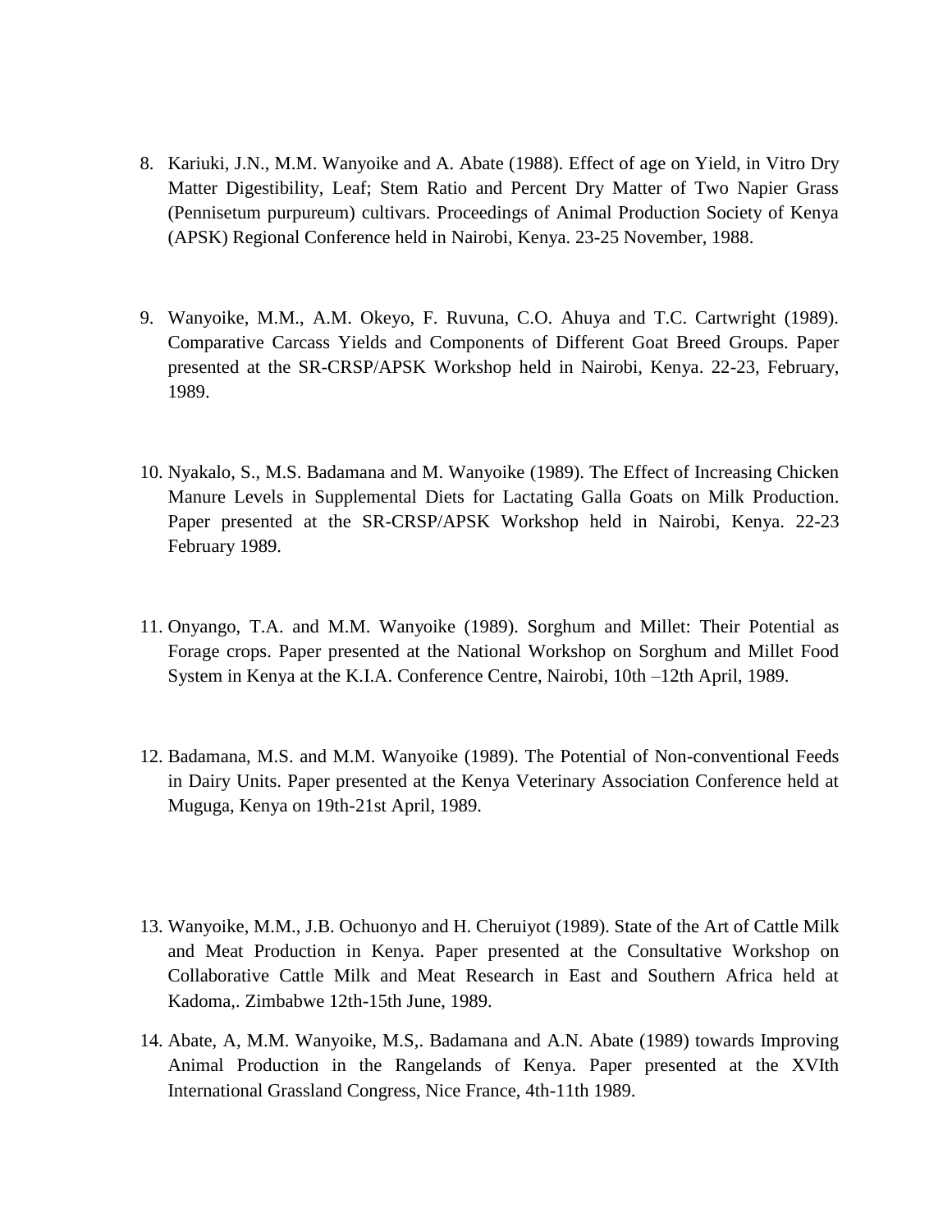8. Kariuki, J.N., M.M. Wanyoike and A. Abate (1988). Effect of age on Yield, in Vitro Dry Matter Digestibility, Leaf; Stem Ratio and Percent Dry Matter of Two Napier Grass (Pennisetum purpureum) cultivars. Proceedings of Animal Production Society of Kenya (APSK) Regional Conference held in Nairobi, Kenya. 23-25 November, 1988.

9. Wanyoike, M.M., A.M. Okeyo, F. Ruvuna, C.O. Ahuya and T.C. Cartwright (1989). Comparative Carcass Yields and Components of Different Goat Breed Groups. Paper presented at the SR-CRSP/APSK Workshop held in Nairobi, Kenya. 22-23, February, 1989.

10. Nyakalo, S., M.S. Badamana and M. Wanyoike (1989). The Effect of Increasing Chicken Manure Levels in Supplemental Diets for Lactating Galla Goats on Milk Production. Paper presented at the SR-CRSP/APSK Workshop held in Nairobi, Kenya. 22-23 February 1989.

11. Onyango, T.A. and M.M. Wanyoike (1989). Sorghum and Millet: Their Potential as Forage crops. Paper presented at the National Workshop on Sorghum and Millet Food System in Kenya at the K.I.A. Conference Centre, Nairobi, 10th –12th April, 1989.

12. Badamana, M.S. and M.M. Wanyoike (1989). The Potential of Non-conventional Feeds in Dairy Units. Paper presented at the Kenya Veterinary Association Conference held at Muguga, Kenya on 19th-21st April, 1989.

13. Wanyoike, M.M., J.B. Ochuonyo and H. Cheruiyot (1989). State of the Art of Cattle Milk and Meat Production in Kenya. Paper presented at the Consultative Workshop on Collaborative Cattle Milk and Meat Research in East and Southern Africa held at Kadoma,. Zimbabwe 12th-15th June, 1989.

14. Abate, A, M.M. Wanyoike, M.S,. Badamana and A.N. Abate (1989) towards Improving Animal Production in the Rangelands of Kenya. Paper presented at the XVIth International Grassland Congress, Nice France, 4th-11th 1989.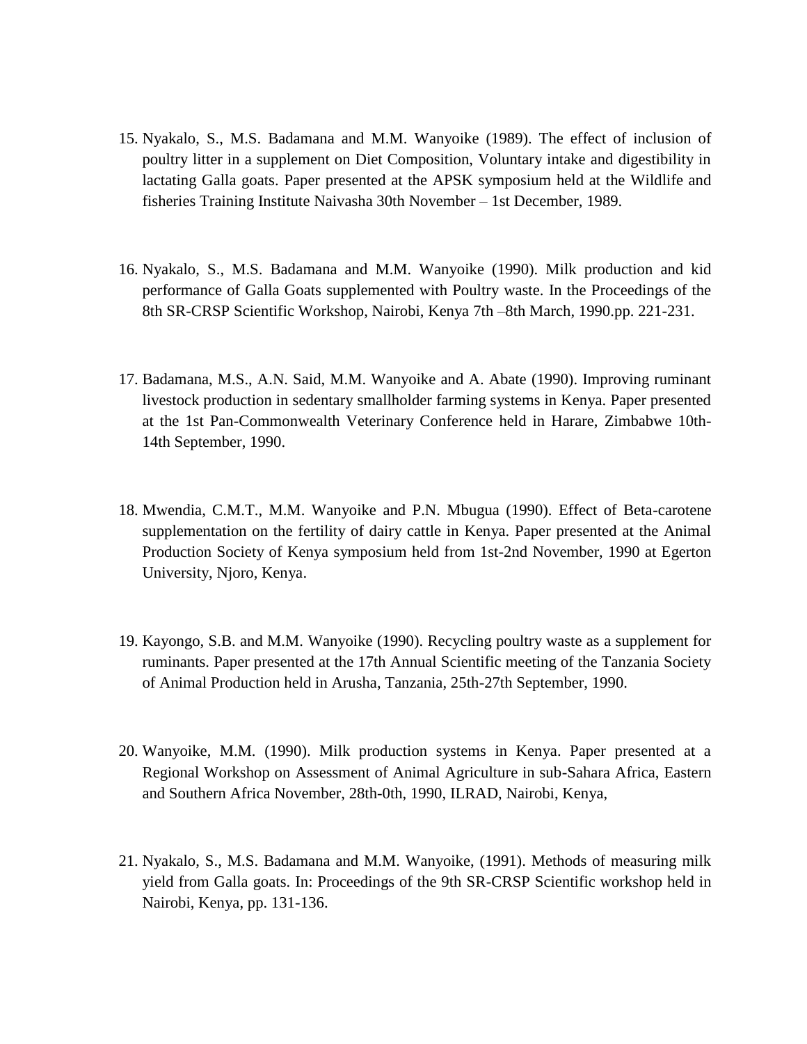15. Nyakalo, S., M.S. Badamana and M.M. Wanyoike (1989). The effect of inclusion of poultry litter in a supplement on Diet Composition, Voluntary intake and digestibility in lactating Galla goats. Paper presented at the APSK symposium held at the Wildlife and fisheries Training Institute Naivasha 30th November – 1st December, 1989.

16. Nyakalo, S., M.S. Badamana and M.M. Wanyoike (1990). Milk production and kid performance of Galla Goats supplemented with Poultry waste. In the Proceedings of the 8th SR-CRSP Scientific Workshop, Nairobi, Kenya 7th –8th March, 1990.pp. 221-231.

17. Badamana, M.S., A.N. Said, M.M. Wanyoike and A. Abate (1990). Improving ruminant livestock production in sedentary smallholder farming systems in Kenya. Paper presented at the 1st Pan-Commonwealth Veterinary Conference held in Harare, Zimbabwe 10th-14th September, 1990.

18. Mwendia, C.M.T., M.M. Wanyoike and P.N. Mbugua (1990). Effect of Beta-carotene supplementation on the fertility of dairy cattle in Kenya. Paper presented at the Animal Production Society of Kenya symposium held from 1st-2nd November, 1990 at Egerton University, Njoro, Kenya.

19. Kayongo, S.B. and M.M. Wanyoike (1990). Recycling poultry waste as a supplement for ruminants. Paper presented at the 17th Annual Scientific meeting of the Tanzania Society of Animal Production held in Arusha, Tanzania, 25th-27th September, 1990.

20. Wanyoike, M.M. (1990). Milk production systems in Kenya. Paper presented at a Regional Workshop on Assessment of Animal Agriculture in sub-Sahara Africa, Eastern and Southern Africa November, 28th-0th, 1990, ILRAD, Nairobi, Kenya,

21. Nyakalo, S., M.S. Badamana and M.M. Wanyoike, (1991). Methods of measuring milk yield from Galla goats. In: Proceedings of the 9th SR-CRSP Scientific workshop held in Nairobi, Kenya, pp. 131-136.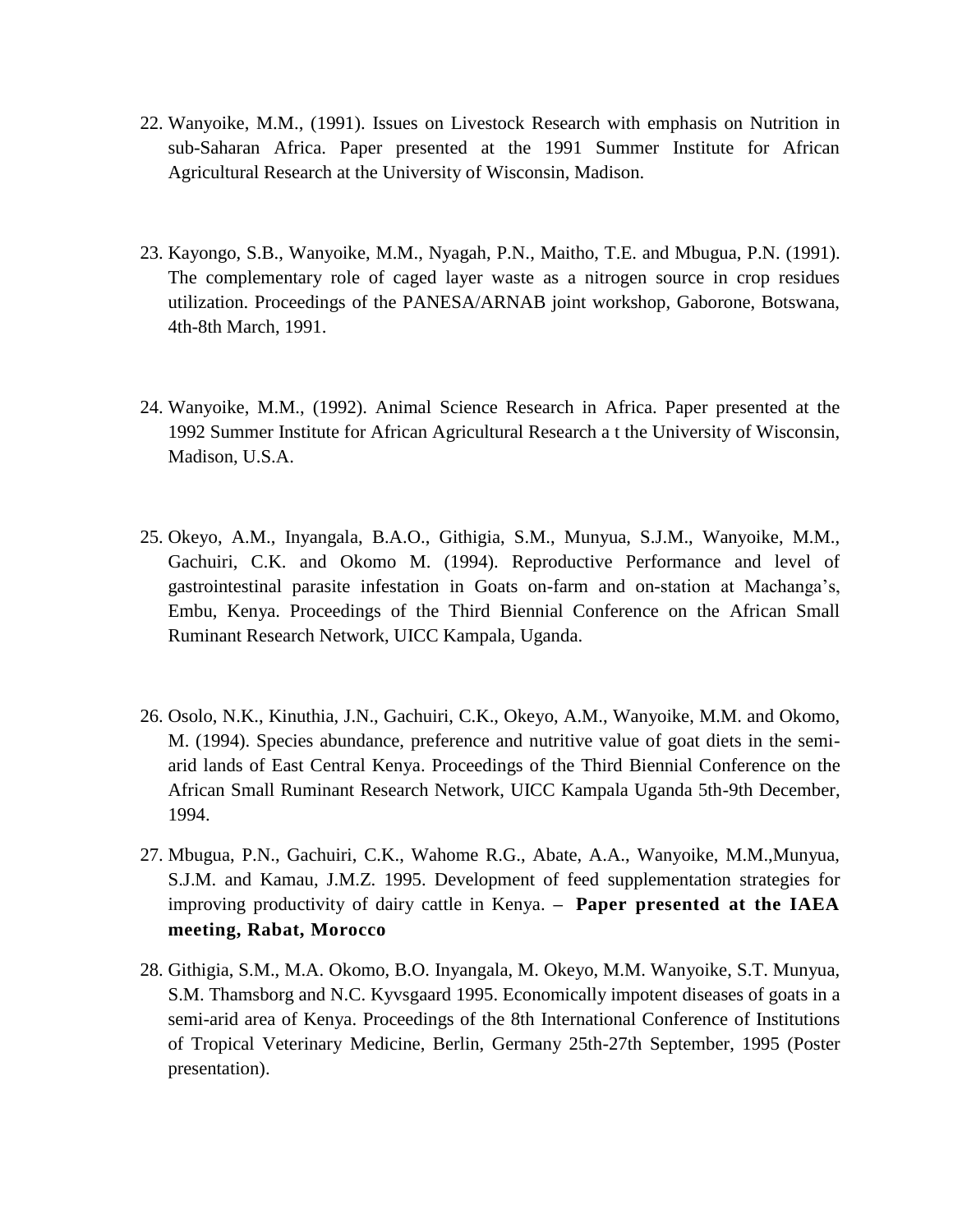22. Wanyoike, M.M., (1991). Issues on Livestock Research with emphasis on Nutrition in sub-Saharan Africa. Paper presented at the 1991 Summer Institute for African Agricultural Research at the University of Wisconsin, Madison.

23. Kayongo, S.B., Wanyoike, M.M., Nyagah, P.N., Maitho, T.E. and Mbugua, P.N. (1991). The complementary role of caged layer waste as a nitrogen source in crop residues utilization. Proceedings of the PANESA/ARNAB joint workshop, Gaborone, Botswana, 4th-8th March, 1991.

24. Wanyoike, M.M., (1992). Animal Science Research in Africa. Paper presented at the 1992 Summer Institute for African Agricultural Research a t the University of Wisconsin, Madison, U.S.A.

25. Okeyo, A.M., Inyangala, B.A.O., Githigia, S.M., Munyua, S.J.M., Wanyoike, M.M., Gachuiri, C.K. and Okomo M. (1994). Reproductive Performance and level of gastrointestinal parasite infestation in Goats on-farm and on-station at Machanga's, Embu, Kenya. Proceedings of the Third Biennial Conference on the African Small Ruminant Research Network, UICC Kampala, Uganda.

26. Osolo, N.K., Kinuthia, J.N., Gachuiri, C.K., Okeyo, A.M., Wanyoike, M.M. and Okomo, M. (1994). Species abundance, preference and nutritive value of goat diets in the semi-arid lands of East Central Kenya. Proceedings of the Third Biennial Conference on the African Small Ruminant Research Network, UICC Kampala Uganda 5th-9th December, 1994.

27. Mbugua, P.N., Gachuiri, C.K., Wahome R.G., Abate, A.A., Wanyoike, M.M.,Munyua, S.J.M. and Kamau, J.M.Z. 1995. Development of feed supplementation strategies for improving productivity of dairy cattle in Kenya. – **Paper presented at the IAEA meeting, Rabat, Morocco**

28. Githigia, S.M., M.A. Okomo, B.O. Inyangala, M. Okeyo, M.M. Wanyoike, S.T. Munyua, S.M. Thamsborg and N.C. Kyvsgaard 1995. Economically impotent diseases of goats in a semi-arid area of Kenya. Proceedings of the 8th International Conference of Institutions of Tropical Veterinary Medicine, Berlin, Germany 25th-27th September, 1995 (Poster presentation).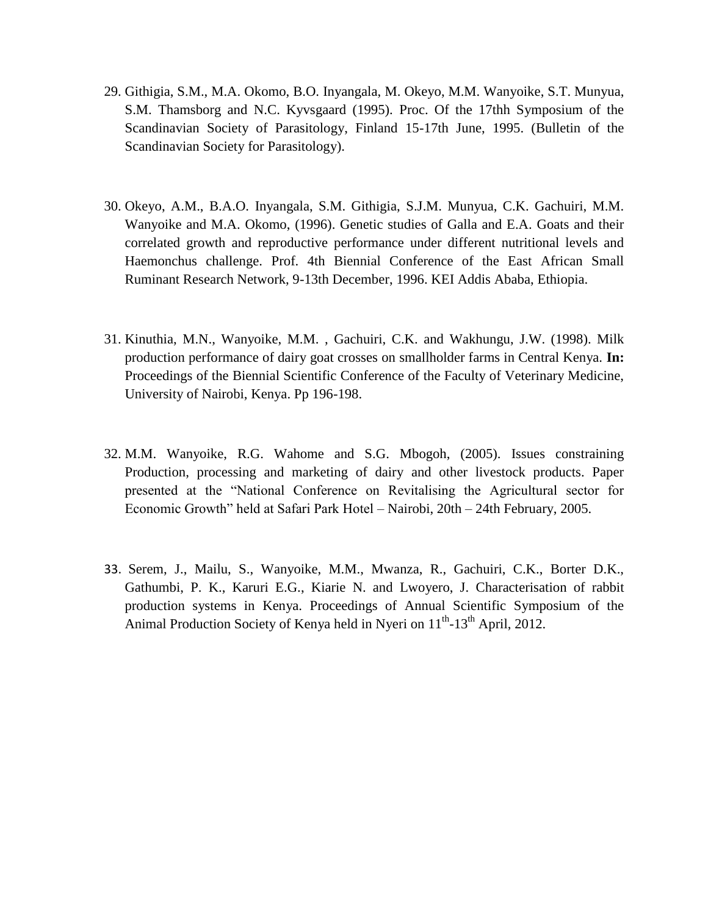29. Githigia, S.M., M.A. Okomo, B.O. Inyangala, M. Okeyo, M.M. Wanyoike, S.T. Munyua, S.M. Thamsborg and N.C. Kyvsgaard (1995). Proc. Of the 17thh Symposium of the Scandinavian Society of Parasitology, Finland 15-17th June, 1995. (Bulletin of the Scandinavian Society for Parasitology).

30. Okeyo, A.M., B.A.O. Inyangala, S.M. Githigia, S.J.M. Munyua, C.K. Gachuiri, M.M. Wanyoike and M.A. Okomo, (1996). Genetic studies of Galla and E.A. Goats and their correlated growth and reproductive performance under different nutritional levels and Haemonchus challenge. Prof. 4th Biennial Conference of the East African Small Ruminant Research Network, 9-13th December, 1996. KEI Addis Ababa, Ethiopia.

31. Kinuthia, M.N., Wanyoike, M.M. , Gachuiri, C.K. and Wakhungu, J.W. (1998). Milk production performance of dairy goat crosses on smallholder farms in Central Kenya. **In:** Proceedings of the Biennial Scientific Conference of the Faculty of Veterinary Medicine, University of Nairobi, Kenya. Pp 196-198.

32. M.M. Wanyoike, R.G. Wahome and S.G. Mbogoh, (2005). Issues constraining Production, processing and marketing of dairy and other livestock products. Paper presented at the "National Conference on Revitalising the Agricultural sector for Economic Growth" held at Safari Park Hotel – Nairobi, 20th – 24th February, 2005.

33. Serem, J., Mailu, S., Wanyoike, M.M., Mwanza, R., Gachuiri, C.K., Borter D.K., Gathumbi, P. K., Karuri E.G., Kiarie N. and Lwoyero, J. Characterisation of rabbit production systems in Kenya. Proceedings of Annual Scientific Symposium of the Animal Production Society of Kenya held in Nyeri on 11th-13th April, 2012.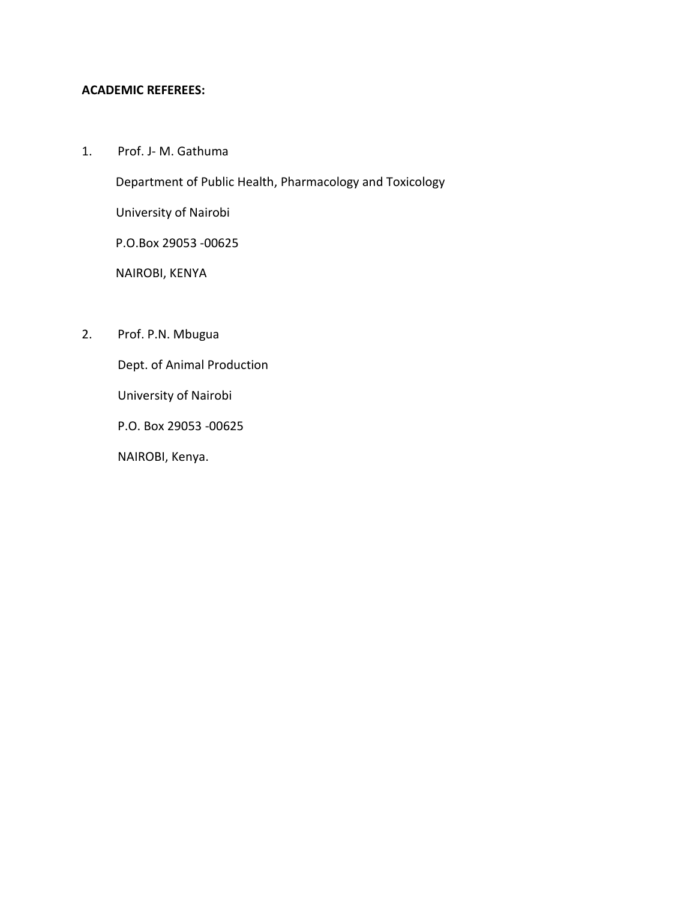**ACADEMIC REFEREES:**

1. Prof. J- M. Gathuma

   Department of Public Health, Pharmacology and Toxicology

   University of Nairobi

   P.O.Box 29053 -00625

   NAIROBI, KENYA

2. Prof. P.N. Mbugua

   Dept. of Animal Production

   University of Nairobi

   P.O. Box 29053 -00625

   NAIROBI, Kenya.